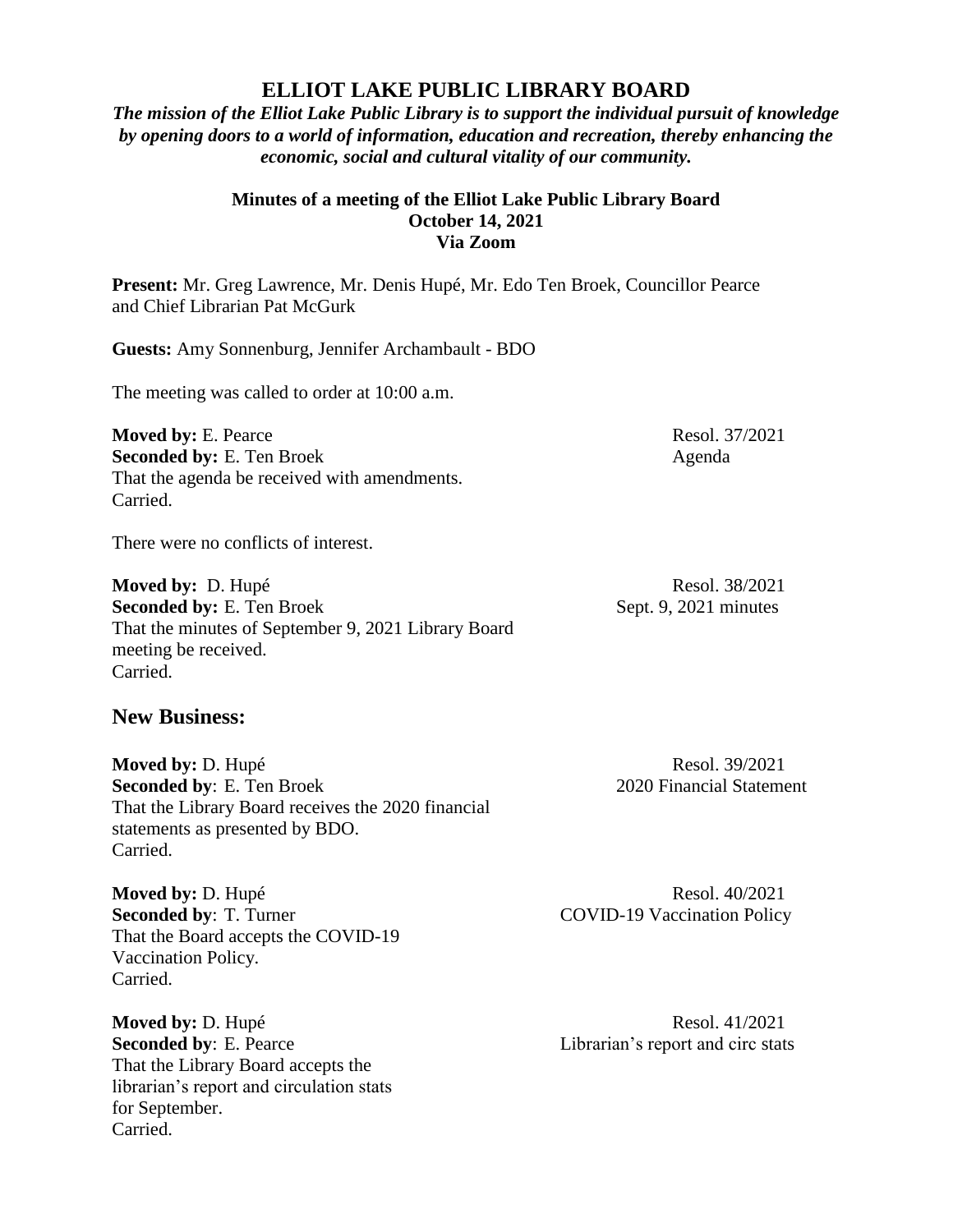# ELLIOT LAKE PUBLIC LIBRARY BOARD

***The mission of the Elliot Lake Public Library is to support the individual pursuit of knowledge by opening doors to a world of information, education and recreation, thereby enhancing the economic, social and cultural vitality of our community.***

**Minutes of a meeting of the Elliot Lake Public Library Board**
**October 14, 2021**
**Via Zoom**

**Present:** Mr. Greg Lawrence, Mr. Denis Hupé, Mr. Edo Ten Broek, Councillor Pearce and Chief Librarian Pat McGurk

**Guests:** Amy Sonnenburg, Jennifer Archambault - BDO

The meeting was called to order at 10:00 a.m.

**Moved by:** E. Pearce
**Seconded by:** E. Ten Broek
That the agenda be received with amendments.
Carried.

Resol. 37/2021
Agenda

There were no conflicts of interest.

**Moved by:** D. Hupé
**Seconded by:** E. Ten Broek
That the minutes of September 9, 2021 Library Board meeting be received.
Carried.

Resol. 38/2021
Sept. 9, 2021 minutes

## New Business:

**Moved by:** D. Hupé
**Seconded by**: E. Ten Broek
That the Library Board receives the 2020 financial statements as presented by BDO.
Carried.

Resol. 39/2021
2020 Financial Statement

**Moved by:** D. Hupé
**Seconded by**: T. Turner
That the Board accepts the COVID-19 Vaccination Policy.
Carried.

Resol. 40/2021
COVID-19 Vaccination Policy

**Moved by:** D. Hupé
**Seconded by**: E. Pearce
That the Library Board accepts the librarian's report and circulation stats for September.
Carried.

Resol. 41/2021
Librarian's report and circ stats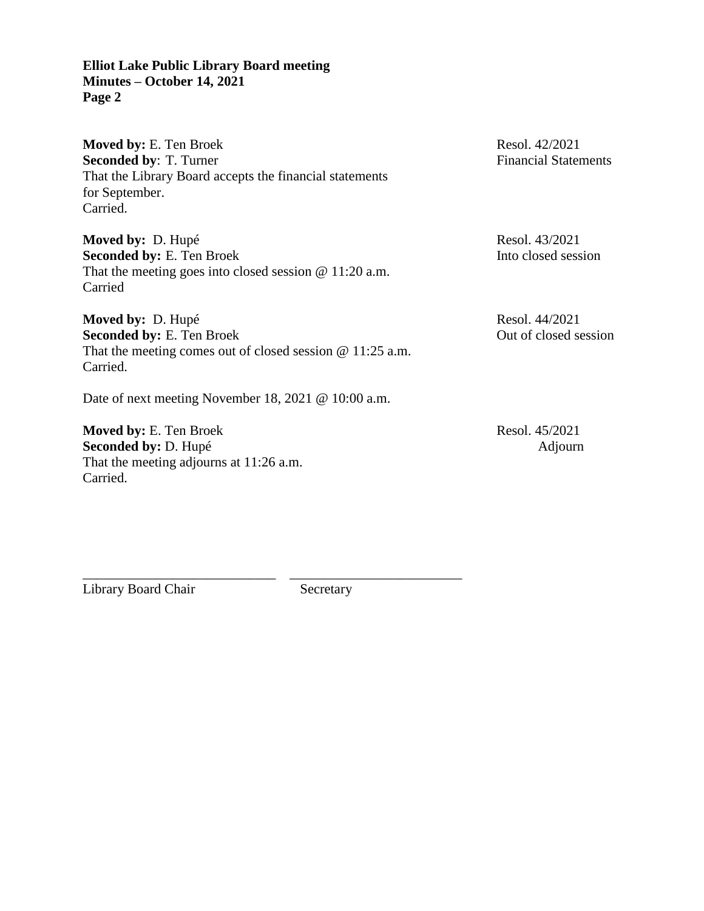**Elliot Lake Public Library Board meeting**
**Minutes – October 14, 2021**
**Page 2**

**Moved by:** E. Ten Broek
**Seconded by**: T. Turner
That the Library Board accepts the financial statements for September.
Carried.

Resol. 42/2021
Financial Statements

**Moved by:** D. Hupé
**Seconded by:** E. Ten Broek
That the meeting goes into closed session @ 11:20 a.m.
Carried

Resol. 43/2021
Into closed session

**Moved by:** D. Hupé
**Seconded by:** E. Ten Broek
That the meeting comes out of closed session @ 11:25 a.m.
Carried.

Resol. 44/2021
Out of closed session

Date of next meeting November 18, 2021 @ 10:00 a.m.

**Moved by:** E. Ten Broek
**Seconded by:** D. Hupé
That the meeting adjourns at 11:26 a.m.
Carried.

Resol. 45/2021
Adjourn

___________________________ ________________________
Library Board Chair Secretary